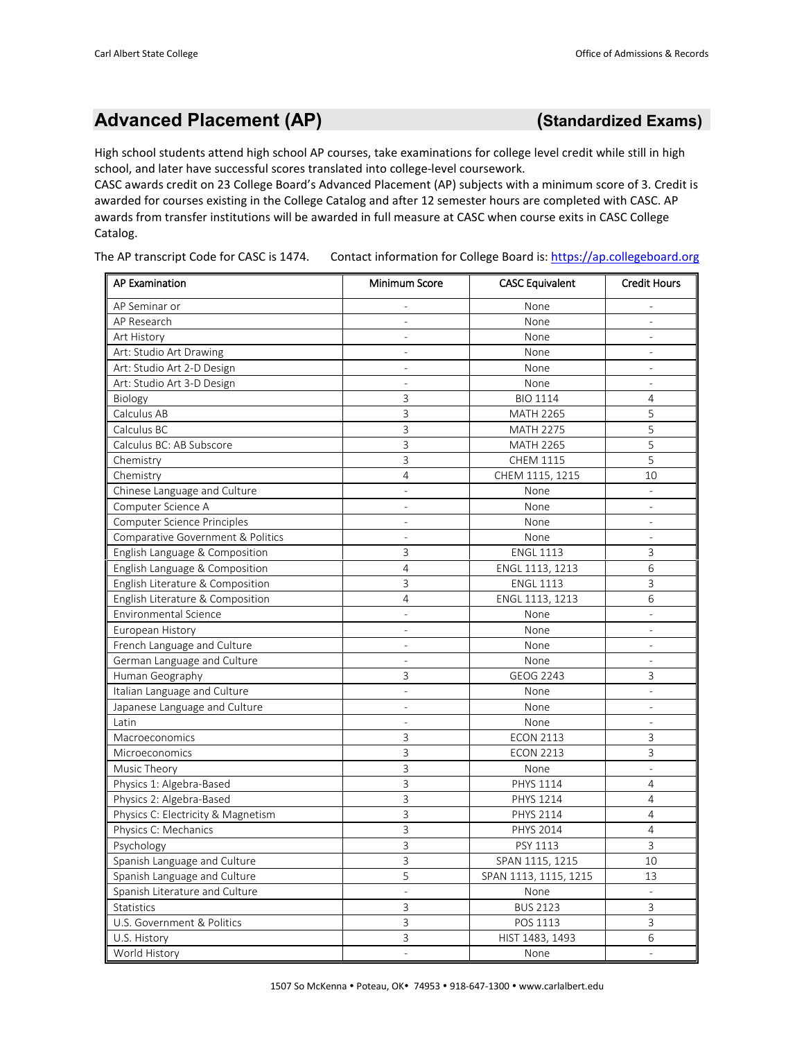## Advanced Placement (AP) (Standardized Exams)

High school students attend high school AP courses, take examinations for college level credit while still in high school, and later have successful scores translated into college-level coursework.
CASC awards credit on 23 College Board's Advanced Placement (AP) subjects with a minimum score of 3. Credit is awarded for courses existing in the College Catalog and after 12 semester hours are completed with CASC. AP awards from transfer institutions will be awarded in full measure at CASC when course exits in CASC College Catalog.

The AP transcript Code for CASC is 1474. Contact information for College Board is: https://ap.collegeboard.org

| AP Examination | Minimum Score | CASC Equivalent | Credit Hours |
|---|---|---|---|
| AP Seminar or | - | None | - |
| AP Research | - | None | - |
| Art History | - | None | - |
| Art: Studio Art Drawing | - | None | - |
| Art: Studio Art 2-D Design | - | None | - |
| Art: Studio Art 3-D Design | - | None | - |
| Biology | 3 | BIO 1114 | 4 |
| Calculus AB | 3 | MATH 2265 | 5 |
| Calculus BC | 3 | MATH 2275 | 5 |
| Calculus BC: AB Subscore | 3 | MATH 2265 | 5 |
| Chemistry | 3 | CHEM 1115 | 5 |
| Chemistry | 4 | CHEM 1115, 1215 | 10 |
| Chinese Language and Culture | - | None | - |
| Computer Science A | - | None | - |
| Computer Science Principles | - | None | - |
| Comparative Government & Politics | - | None | - |
| English Language & Composition | 3 | ENGL 1113 | 3 |
| English Language & Composition | 4 | ENGL 1113, 1213 | 6 |
| English Literature & Composition | 3 | ENGL 1113 | 3 |
| English Literature & Composition | 4 | ENGL 1113, 1213 | 6 |
| Environmental Science | - | None | - |
| European History | - | None | - |
| French Language and Culture | - | None | - |
| German Language and Culture | - | None | - |
| Human Geography | 3 | GEOG 2243 | 3 |
| Italian Language and Culture | - | None | - |
| Japanese Language and Culture | - | None | - |
| Latin | - | None | - |
| Macroeconomics | 3 | ECON 2113 | 3 |
| Microeconomics | 3 | ECON 2213 | 3 |
| Music Theory | 3 | None | - |
| Physics 1: Algebra-Based | 3 | PHYS 1114 | 4 |
| Physics 2: Algebra-Based | 3 | PHYS 1214 | 4 |
| Physics C: Electricity & Magnetism | 3 | PHYS 2114 | 4 |
| Physics C: Mechanics | 3 | PHYS 2014 | 4 |
| Psychology | 3 | PSY 1113 | 3 |
| Spanish Language and Culture | 3 | SPAN 1115, 1215 | 10 |
| Spanish Language and Culture | 5 | SPAN 1113, 1115, 1215 | 13 |
| Spanish Literature and Culture | - | None | - |
| Statistics | 3 | BUS 2123 | 3 |
| U.S. Government & Politics | 3 | POS 1113 | 3 |
| U.S. History | 3 | HIST 1483, 1493 | 6 |
| World History | - | None | - |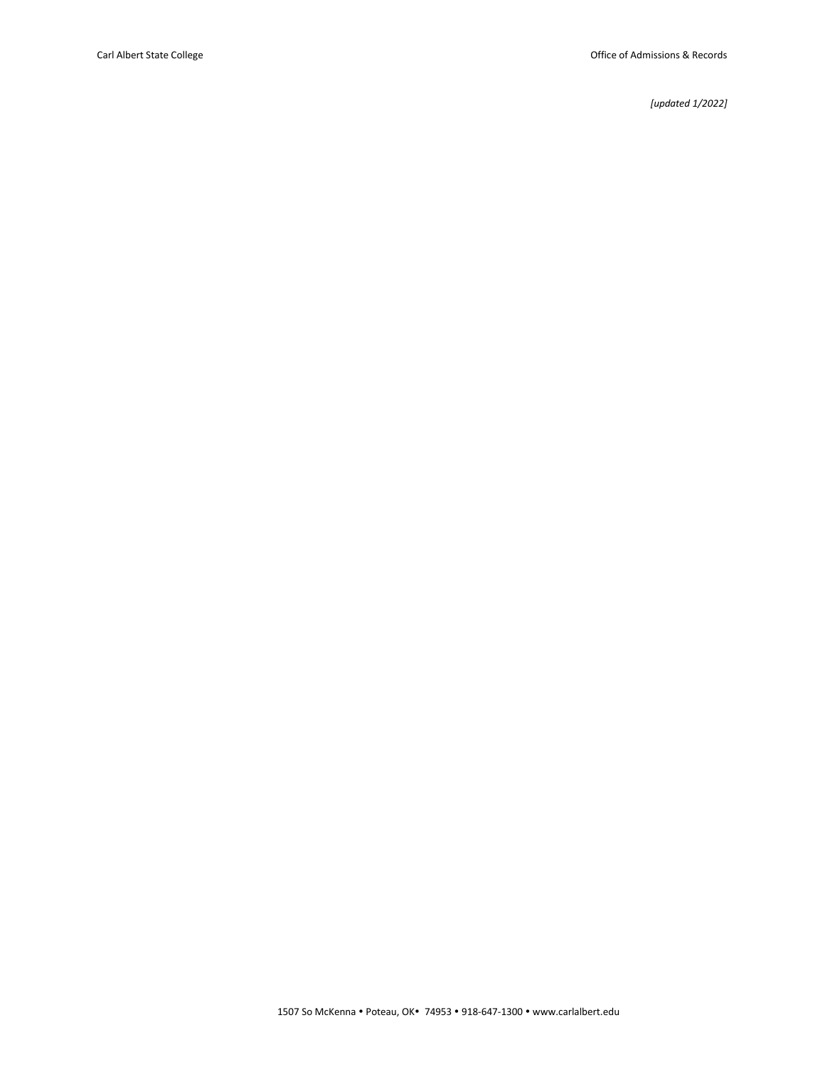*[updated 1/2022]*